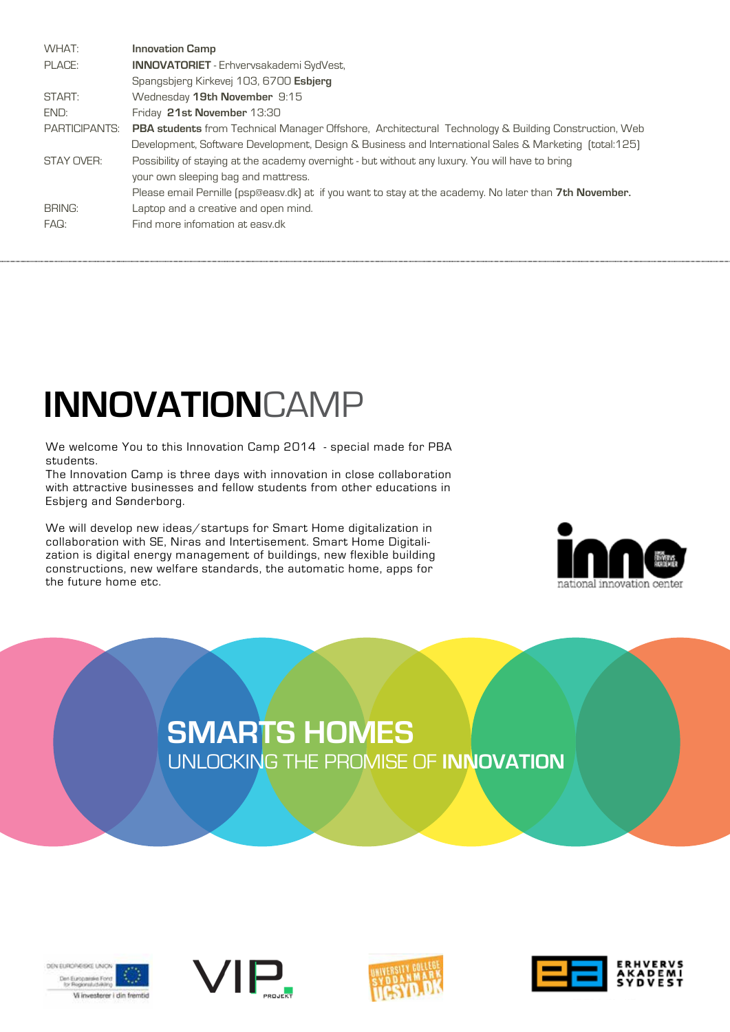| | |
|---|---|
| WHAT: | **Innovation Camp** |
| PLACE: | **INNOVATORIET** - Erhvervsakademi SydVest, Spangsbjerg Kirkevej 103, 6700 **Esbjerg** |
| START: | Wednesday **19th November** 9:15 |
| END: | Friday **21st November** 13:30 |
| PARTICIPANTS: | **PBA students** from Technical Manager Offshore, Architectural Technology & Building Construction, Web Development, Software Development, Design & Business and International Sales & Marketing (total:125) |
| STAY OVER: | Possibility of staying at the academy overnight - but without any luxury. You will have to bring your own sleeping bag and mattress. Please email Pernille (psp@easv.dk) at if you want to stay at the academy. No later than **7th November.** |
| BRING: | Laptop and a creative and open mind. |
| FAQ: | Find more infomation at easv.dk |

# **INNOVATION**CAMP

We welcome You to this Innovation Camp 2014 - special made for PBA students.
The Innovation Camp is three days with innovation in close collaboration with attractive businesses and fellow students from other educations in Esbjerg and Sønderborg.

We will develop new ideas/startups for Smart Home digitalization in collaboration with SE, Niras and Intertisement. Smart Home Digitalization is digital energy management of buildings, new flexible building constructions, new welfare standards, the automatic home, apps for the future home etc.

inno national innovation center

## SMARTS HOMES
UNLOCKING THE PROMISE OF **INNOVATION**

DEN EUROPÆISKE UNION Den Europæiske Fond for Regionaludvikling Vi investerer i din fremtid

VIP PROJEKT

UNIVERSITY COLLEGE SYDDANMARK UCSYD.DK

ERHVERVS AKADEMI SYDVEST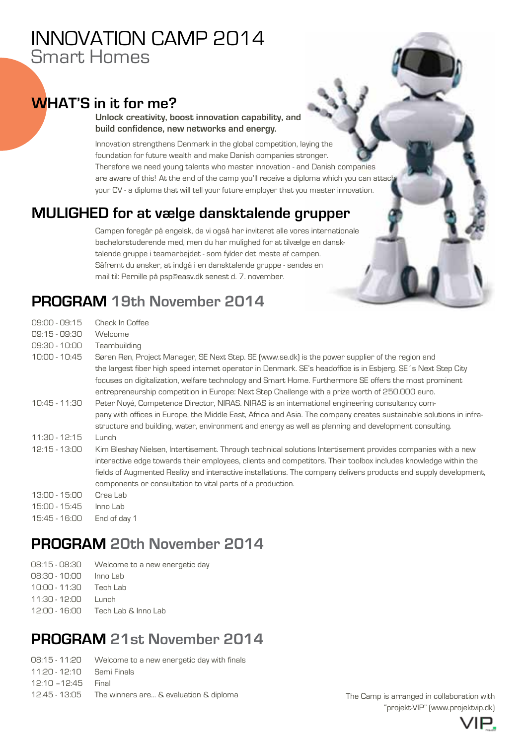# INNOVATION CAMP 2014
## Smart Homes

## WHAT'S in it for me?

**Unlock creativity, boost innovation capability, and build confidence, new networks and energy.**

Innovation strengthens Denmark in the global competition, laying the foundation for future wealth and make Danish companies stronger. Therefore we need young talents who master innovation - and Danish companies are aware of this! At the end of the camp you'll receive a diploma which you can attach your CV - a diploma that will tell your future employer that you master innovation.

## MULIGHED for at vælge dansktalende grupper

Campen foregår på engelsk, da vi også har inviteret alle vores internationale bachelorstuderende med, men du har mulighed for at tilvælge en dansktalende gruppe i teamarbejdet - som fylder det meste af campen. Såfremt du ønsker, at indgå i en dansktalende gruppe - sendes en mail til: Pernille på psp@easv.dk senest d. 7. november.

## PROGRAM 19th November 2014

| | |
|---|---|
| 09:00 - 09:15 | Check In Coffee |
| 09:15 - 09:30 | Welcome |
| 09:30 - 10:00 | Teambuilding |
| 10:00 - 10:45 | Søren Røn, Project Manager, SE Next Step. SE (www.se.dk) is the power supplier of the region and the largest fiber high speed internet operator in Denmark. SE's headoffice is in Esbjerg. SE´s Next Step City focuses on digitalization, welfare technology and Smart Home. Furthermore SE offers the most prominent entrepreneurship competition in Europe: Next Step Challenge with a prize worth of 250.000 euro. |
| 10:45 - 11:30 | Peter Noyé, Competence Director, NIRAS. NIRAS is an international engineering consultancy company with offices in Europe, the Middle East, Africa and Asia. The company creates sustainable solutions in infrastructure and building, water, environment and energy as well as planning and development consulting. |
| 11:30 - 12:15 | Lunch |
| 12:15 - 13:00 | Kim Bleshøy Nielsen, Intertisement. Through technical solutions Intertisement provides companies with a new interactive edge towards their employees, clients and competitors. Their toolbox includes knowledge within the fields of Augmented Reality and interactive installations. The company delivers products and supply development, components or consultation to vital parts of a production. |
| 13:00 - 15:00 | Crea Lab |
| 15:00 - 15:45 | Inno Lab |
| 15:45 - 16:00 | End of day 1 |

## PROGRAM 20th November 2014

| | |
|---|---|
| 08:15 - 08:30 | Welcome to a new energetic day |
| 08:30 - 10:00 | Inno Lab |
| 10:00 - 11:30 | Tech Lab |
| 11:30 - 12:00 | Lunch |
| 12:00 - 16:00 | Tech Lab & Inno Lab |

## PROGRAM 21st November 2014

| | |
|---|---|
| 08:15 - 11:20 | Welcome to a new energetic day with finals |
| 11:20 - 12:10 | Semi Finals |
| 12:10 – 12:45 | Final |
| 12.45 - 13:05 | The winners are... & evaluation & diploma |

The Camp is arranged in collaboration with "projekt-VIP" (www.projektvip.dk)

VIP